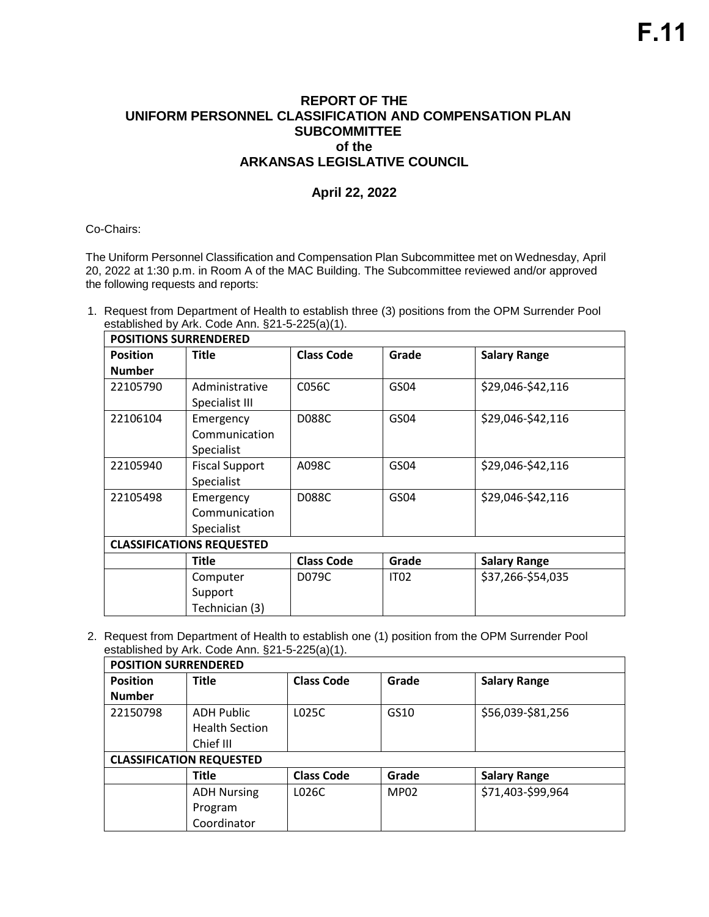F.11

# REPORT OF THE UNIFORM PERSONNEL CLASSIFICATION AND COMPENSATION PLAN SUBCOMMITTEE of the ARKANSAS LEGISLATIVE COUNCIL

## April 22, 2022

Co-Chairs:

The Uniform Personnel Classification and Compensation Plan Subcommittee met on Wednesday, April 20, 2022 at 1:30 p.m. in Room A of the MAC Building. The Subcommittee reviewed and/or approved the following requests and reports:

1. Request from Department of Health to establish three (3) positions from the OPM Surrender Pool established by Ark. Code Ann. §21-5-225(a)(1).

| POSITIONS SURRENDERED | | | | |
|---|---|---|---|---|
| **Position Number** | **Title** | **Class Code** | **Grade** | **Salary Range** |
| 22105790 | Administrative Specialist III | C056C | GS04 | $29,046-$42,116 |
| 22106104 | Emergency Communication Specialist | D088C | GS04 | $29,046-$42,116 |
| 22105940 | Fiscal Support Specialist | A098C | GS04 | $29,046-$42,116 |
| 22105498 | Emergency Communication Specialist | D088C | GS04 | $29,046-$42,116 |
| **CLASSIFICATIONS REQUESTED** | | | | |
| | **Title** | **Class Code** | **Grade** | **Salary Range** |
| | Computer Support Technician (3) | D079C | IT02 | $37,266-$54,035 |

2. Request from Department of Health to establish one (1) position from the OPM Surrender Pool established by Ark. Code Ann. §21-5-225(a)(1).

| POSITION SURRENDERED | | | | |
|---|---|---|---|---|
| **Position Number** | **Title** | **Class Code** | **Grade** | **Salary Range** |
| 22150798 | ADH Public Health Section Chief III | L025C | GS10 | $56,039-$81,256 |
| **CLASSIFICATION REQUESTED** | | | | |
| | **Title** | **Class Code** | **Grade** | **Salary Range** |
| | ADH Nursing Program Coordinator | L026C | MP02 | $71,403-$99,964 |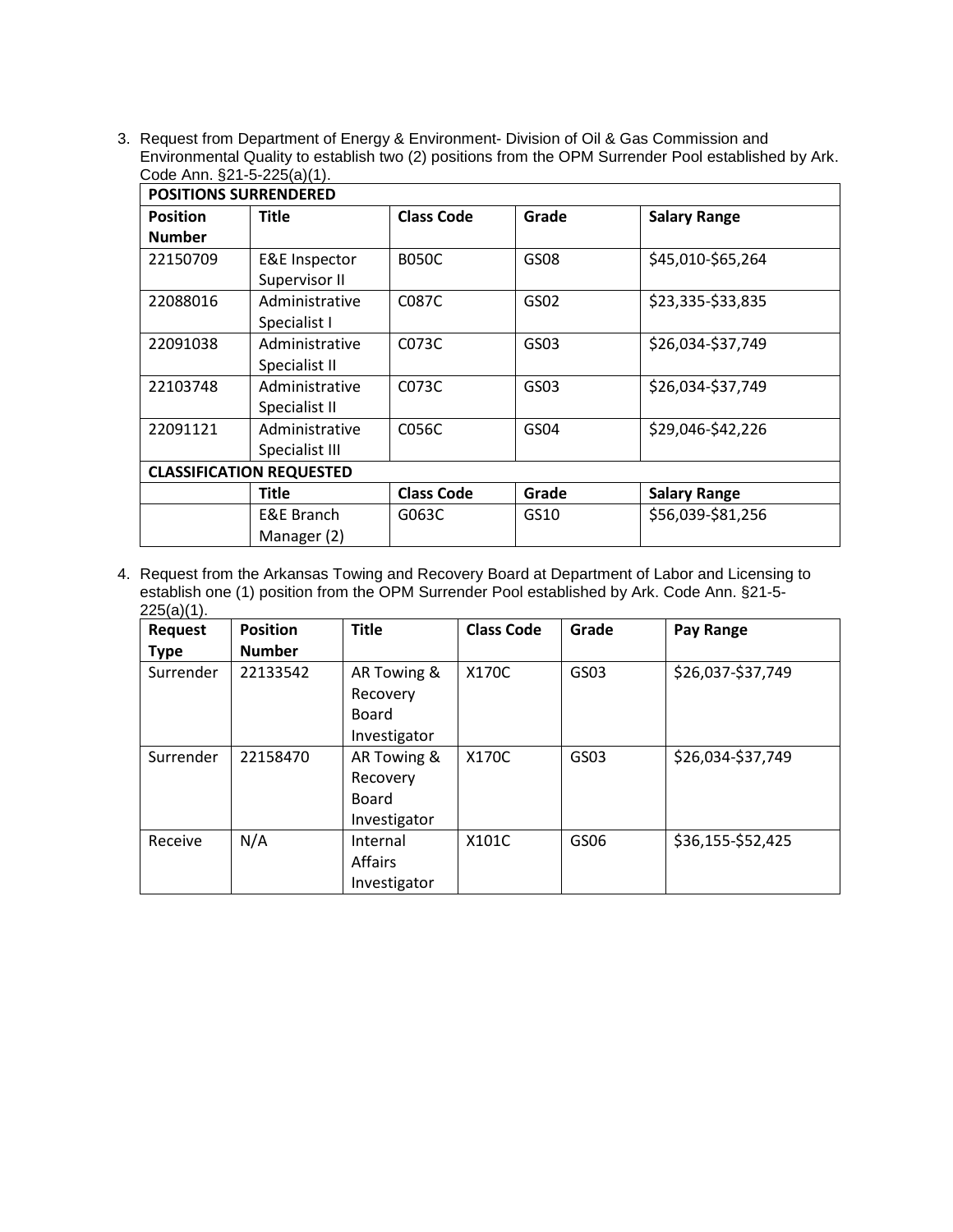3. Request from Department of Energy & Environment- Division of Oil & Gas Commission and Environmental Quality to establish two (2) positions from the OPM Surrender Pool established by Ark. Code Ann. §21-5-225(a)(1).

| **POSITIONS SURRENDERED** | | | | |
|---|---|---|---|---|
| **Position Number** | **Title** | **Class Code** | **Grade** | **Salary Range** |
| 22150709 | E&E Inspector Supervisor II | B050C | GS08 | $45,010-$65,264 |
| 22088016 | Administrative Specialist I | C087C | GS02 | $23,335-$33,835 |
| 22091038 | Administrative Specialist II | C073C | GS03 | $26,034-$37,749 |
| 22103748 | Administrative Specialist II | C073C | GS03 | $26,034-$37,749 |
| 22091121 | Administrative Specialist III | C056C | GS04 | $29,046-$42,226 |
| **CLASSIFICATION REQUESTED** | | | | |
| | **Title** | **Class Code** | **Grade** | **Salary Range** |
| | E&E Branch Manager (2) | G063C | GS10 | $56,039-$81,256 |

4. Request from the Arkansas Towing and Recovery Board at Department of Labor and Licensing to establish one (1) position from the OPM Surrender Pool established by Ark. Code Ann. §21-5-225(a)(1).

| **Request Type** | **Position Number** | **Title** | **Class Code** | **Grade** | **Pay Range** |
|---|---|---|---|---|---|
| Surrender | 22133542 | AR Towing & Recovery Board Investigator | X170C | GS03 | $26,037-$37,749 |
| Surrender | 22158470 | AR Towing & Recovery Board Investigator | X170C | GS03 | $26,034-$37,749 |
| Receive | N/A | Internal Affairs Investigator | X101C | GS06 | $36,155-$52,425 |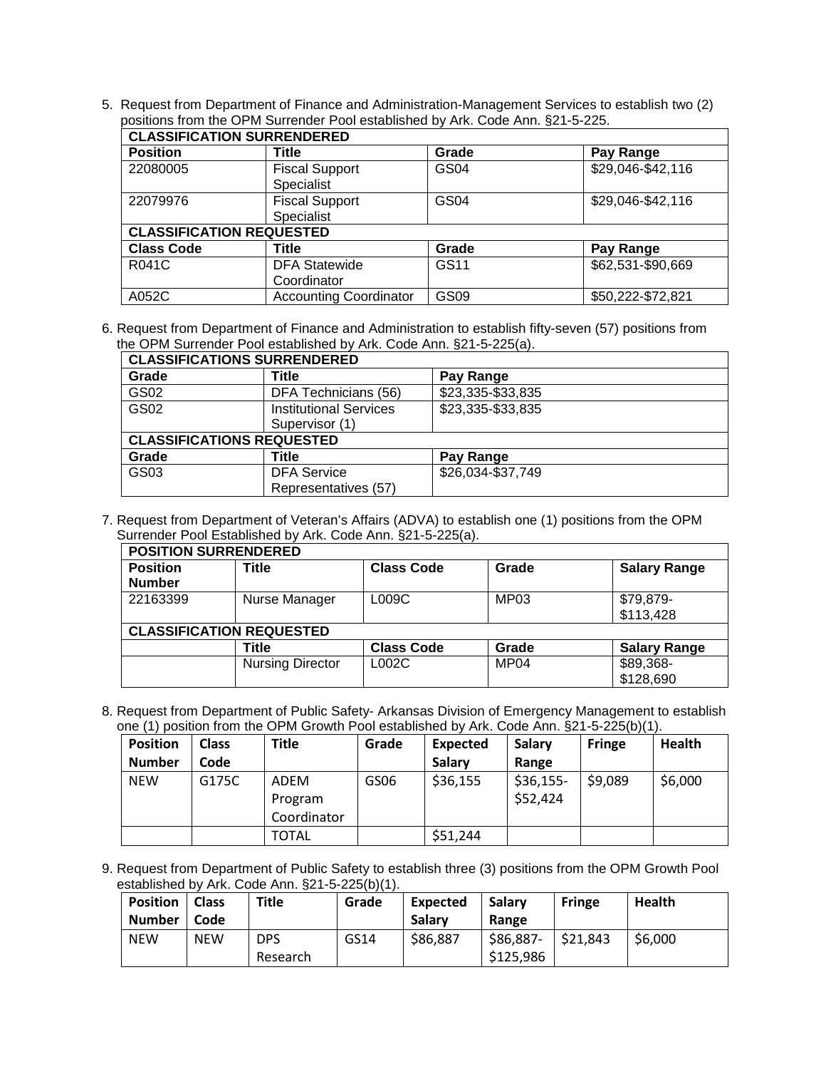5. Request from Department of Finance and Administration-Management Services to establish two (2) positions from the OPM Surrender Pool established by Ark. Code Ann. §21-5-225.

| CLASSIFICATION SURRENDERED | | | |
|---|---|---|---|
| **Position** | **Title** | **Grade** | **Pay Range** |
| 22080005 | Fiscal Support Specialist | GS04 | $29,046-$42,116 |
| 22079976 | Fiscal Support Specialist | GS04 | $29,046-$42,116 |
| **CLASSIFICATION REQUESTED** | | | |
| **Class Code** | **Title** | **Grade** | **Pay Range** |
| R041C | DFA Statewide Coordinator | GS11 | $62,531-$90,669 |
| A052C | Accounting Coordinator | GS09 | $50,222-$72,821 |

6. Request from Department of Finance and Administration to establish fifty-seven (57) positions from the OPM Surrender Pool established by Ark. Code Ann. §21-5-225(a).

| CLASSIFICATIONS SURRENDERED | | |
|---|---|---|
| **Grade** | **Title** | **Pay Range** |
| GS02 | DFA Technicians (56) | $23,335-$33,835 |
| GS02 | Institutional Services Supervisor (1) | $23,335-$33,835 |
| **CLASSIFICATIONS REQUESTED** | | |
| **Grade** | **Title** | **Pay Range** |
| GS03 | DFA Service Representatives (57) | $26,034-$37,749 |

7. Request from Department of Veteran's Affairs (ADVA) to establish one (1) positions from the OPM Surrender Pool Established by Ark. Code Ann. §21-5-225(a).

| POSITION SURRENDERED | | | | |
|---|---|---|---|---|
| **Position Number** | **Title** | **Class Code** | **Grade** | **Salary Range** |
| 22163399 | Nurse Manager | L009C | MP03 | $79,879-$113,428 |
| **CLASSIFICATION REQUESTED** | | | | |
| | **Title** | **Class Code** | **Grade** | **Salary Range** |
| | Nursing Director | L002C | MP04 | $89,368-$128,690 |

8. Request from Department of Public Safety- Arkansas Division of Emergency Management to establish one (1) position from the OPM Growth Pool established by Ark. Code Ann. §21-5-225(b)(1).

| Position Number | Class Code | Title | Grade | Expected Salary | Salary Range | Fringe | Health |
|---|---|---|---|---|---|---|---|
| NEW | G175C | ADEM Program Coordinator | GS06 | $36,155 | $36,155-$52,424 | $9,089 | $6,000 |
| | | TOTAL | | $51,244 | | | |

9. Request from Department of Public Safety to establish three (3) positions from the OPM Growth Pool established by Ark. Code Ann. §21-5-225(b)(1).

| Position Number | Class Code | Title | Grade | Expected Salary | Salary Range | Fringe | Health |
|---|---|---|---|---|---|---|---|
| NEW | NEW | DPS Research | GS14 | $86,887 | $86,887-$125,986 | $21,843 | $6,000 |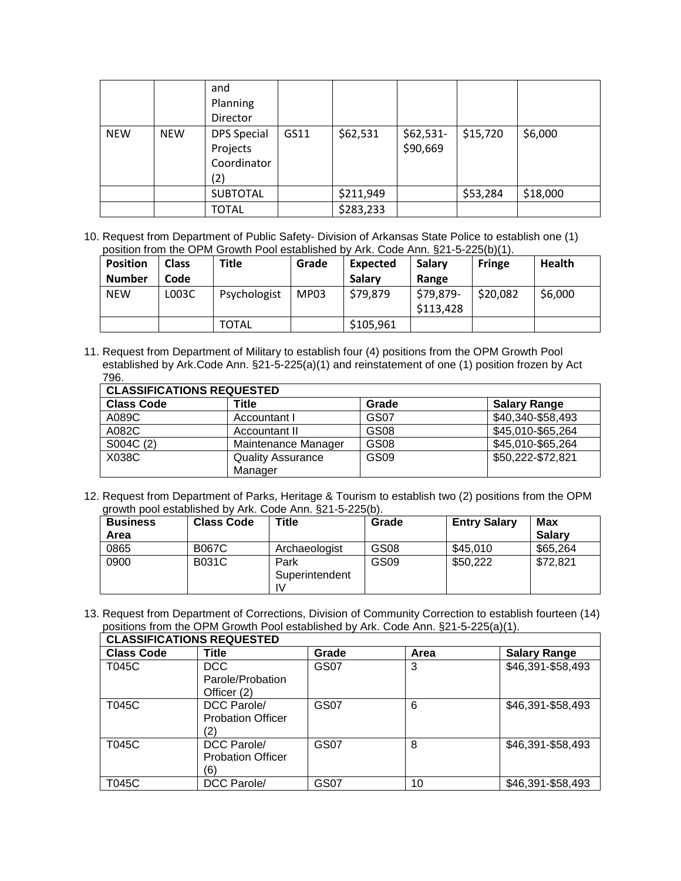| | | and Planning Director | | | | | |
|---|---|---|---|---|---|---|---|
| NEW | NEW | DPS Special Projects Coordinator (2) | GS11 | $62,531 | $62,531-$90,669 | $15,720 | $6,000 |
| | | SUBTOTAL | | $211,949 | | $53,284 | $18,000 |
| | | TOTAL | | $283,233 | | | |

10. Request from Department of Public Safety- Division of Arkansas State Police to establish one (1) position from the OPM Growth Pool established by Ark. Code Ann. §21-5-225(b)(1).

| Position Number | Class Code | Title | Grade | Expected Salary | Salary Range | Fringe | Health |
|---|---|---|---|---|---|---|---|
| NEW | L003C | Psychologist | MP03 | $79,879 | $79,879-$113,428 | $20,082 | $6,000 |
| | | TOTAL | | $105,961 | | | |

11. Request from Department of Military to establish four (4) positions from the OPM Growth Pool established by Ark.Code Ann. §21-5-225(a)(1) and reinstatement of one (1) position frozen by Act 796.

| CLASSIFICATIONS REQUESTED | | | |
|---|---|---|---|
| **Class Code** | **Title** | **Grade** | **Salary Range** |
| A089C | Accountant I | GS07 | $40,340-$58,493 |
| A082C | Accountant II | GS08 | $45,010-$65,264 |
| S004C (2) | Maintenance Manager | GS08 | $45,010-$65,264 |
| X038C | Quality Assurance Manager | GS09 | $50,222-$72,821 |

12. Request from Department of Parks, Heritage & Tourism to establish two (2) positions from the OPM growth pool established by Ark. Code Ann. §21-5-225(b).

| Business Area | Class Code | Title | Grade | Entry Salary | Max Salary |
|---|---|---|---|---|---|
| 0865 | B067C | Archaeologist | GS08 | $45,010 | $65,264 |
| 0900 | B031C | Park Superintendent IV | GS09 | $50,222 | $72,821 |

13. Request from Department of Corrections, Division of Community Correction to establish fourteen (14) positions from the OPM Growth Pool established by Ark. Code Ann. §21-5-225(a)(1).

| CLASSIFICATIONS REQUESTED | | | | |
|---|---|---|---|---|
| **Class Code** | **Title** | **Grade** | **Area** | **Salary Range** |
| T045C | DCC Parole/Probation Officer (2) | GS07 | 3 | $46,391-$58,493 |
| T045C | DCC Parole/ Probation Officer (2) | GS07 | 6 | $46,391-$58,493 |
| T045C | DCC Parole/ Probation Officer (6) | GS07 | 8 | $46,391-$58,493 |
| T045C | DCC Parole/ | GS07 | 10 | $46,391-$58,493 |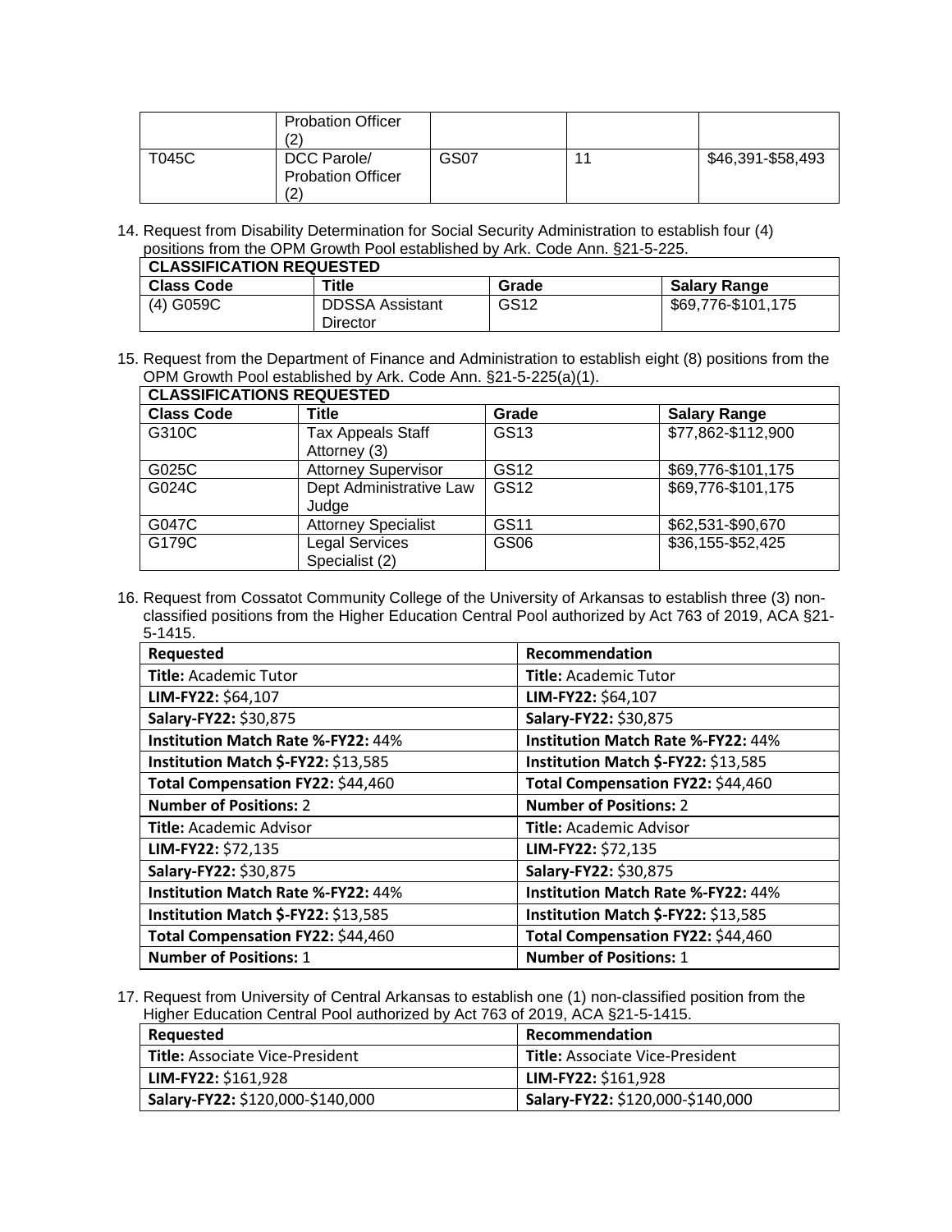|  | Probation Officer (2) |  |  |  |
|---|---|---|---|---|
| T045C | DCC Parole/ Probation Officer (2) | GS07 | 11 | $46,391-$58,493 |

14. Request from Disability Determination for Social Security Administration to establish four (4) positions from the OPM Growth Pool established by Ark. Code Ann. §21-5-225.

| CLASSIFICATION REQUESTED | | | |
|---|---|---|---|
| **Class Code** | **Title** | **Grade** | **Salary Range** |
| (4) G059C | DDSSA Assistant Director | GS12 | $69,776-$101,175 |

15. Request from the Department of Finance and Administration to establish eight (8) positions from the OPM Growth Pool established by Ark. Code Ann. §21-5-225(a)(1).

| CLASSIFICATIONS REQUESTED | | | |
|---|---|---|---|
| **Class Code** | **Title** | **Grade** | **Salary Range** |
| G310C | Tax Appeals Staff Attorney (3) | GS13 | $77,862-$112,900 |
| G025C | Attorney Supervisor | GS12 | $69,776-$101,175 |
| G024C | Dept Administrative Law Judge | GS12 | $69,776-$101,175 |
| G047C | Attorney Specialist | GS11 | $62,531-$90,670 |
| G179C | Legal Services Specialist (2) | GS06 | $36,155-$52,425 |

16. Request from Cossatot Community College of the University of Arkansas to establish three (3) non-classified positions from the Higher Education Central Pool authorized by Act 763 of 2019, ACA §21-5-1415.

| Requested | Recommendation |
|---|---|
| **Title:** Academic Tutor | **Title:** Academic Tutor |
| **LIM-FY22:** $64,107 | **LIM-FY22:** $64,107 |
| **Salary-FY22:** $30,875 | **Salary-FY22:** $30,875 |
| **Institution Match Rate %-FY22:** 44% | **Institution Match Rate %-FY22:** 44% |
| **Institution Match $-FY22:** $13,585 | **Institution Match $-FY22:** $13,585 |
| **Total Compensation FY22:** $44,460 | **Total Compensation FY22:** $44,460 |
| **Number of Positions:** 2 | **Number of Positions:** 2 |
| **Title:** Academic Advisor | **Title:** Academic Advisor |
| **LIM-FY22:** $72,135 | **LIM-FY22:** $72,135 |
| **Salary-FY22:** $30,875 | **Salary-FY22:** $30,875 |
| **Institution Match Rate %-FY22:** 44% | **Institution Match Rate %-FY22:** 44% |
| **Institution Match $-FY22:** $13,585 | **Institution Match $-FY22:** $13,585 |
| **Total Compensation FY22:** $44,460 | **Total Compensation FY22:** $44,460 |
| **Number of Positions:** 1 | **Number of Positions:** 1 |

17. Request from University of Central Arkansas to establish one (1) non-classified position from the Higher Education Central Pool authorized by Act 763 of 2019, ACA §21-5-1415.

| Requested | Recommendation |
|---|---|
| **Title:** Associate Vice-President | **Title:** Associate Vice-President |
| **LIM-FY22:** $161,928 | **LIM-FY22:** $161,928 |
| **Salary-FY22:** $120,000-$140,000 | **Salary-FY22:** $120,000-$140,000 |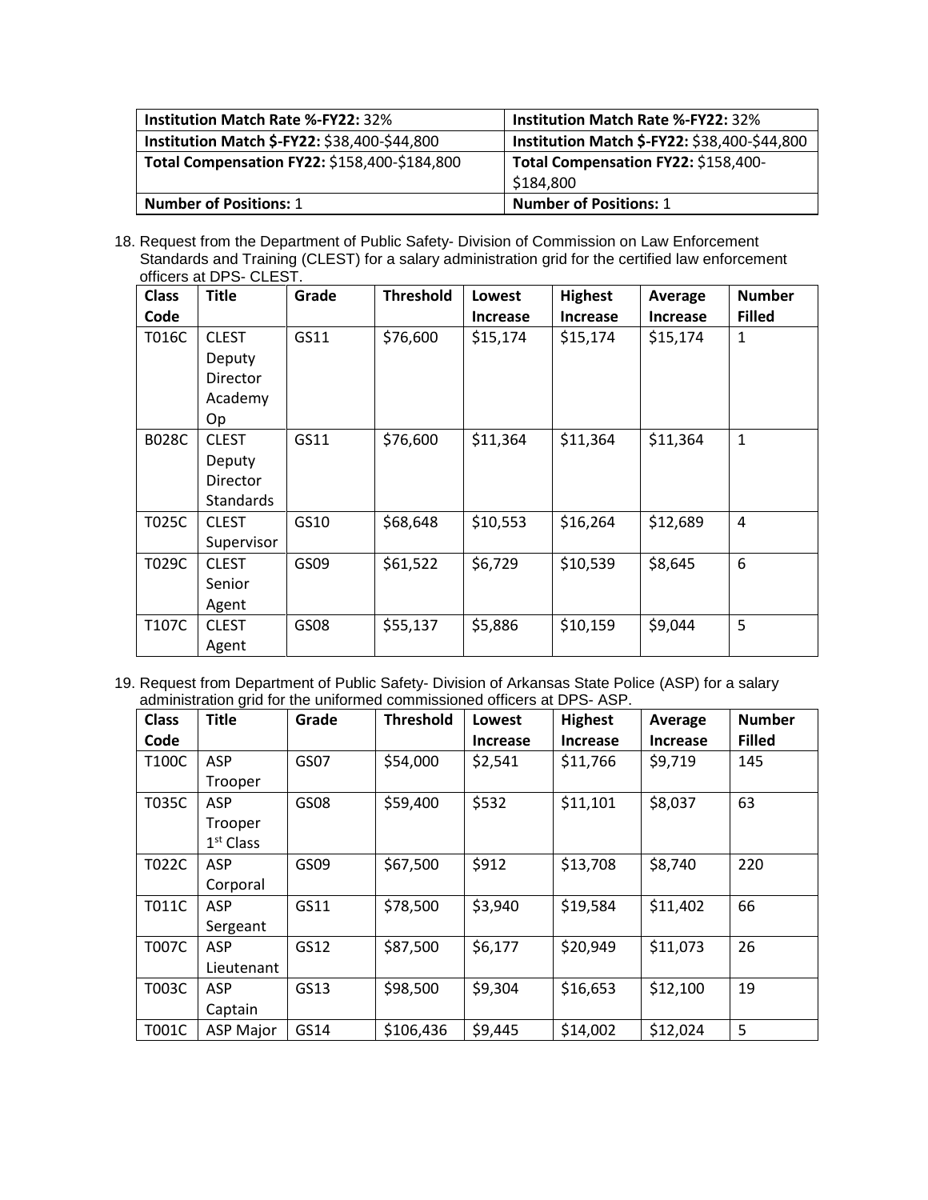| Institution Match Rate %-FY22: 32% | Institution Match Rate %-FY22: 32% |
|---|---|
| **Institution Match $-FY22:** $38,400-$44,800 | **Institution Match $-FY22:** $38,400-$44,800 |
| **Total Compensation FY22:** $158,400-$184,800 | **Total Compensation FY22:** $158,400-$184,800 |
| **Number of Positions:** 1 | **Number of Positions:** 1 |

18. Request from the Department of Public Safety- Division of Commission on Law Enforcement Standards and Training (CLEST) for a salary administration grid for the certified law enforcement officers at DPS- CLEST.

| Class Code | Title | Grade | Threshold | Lowest Increase | Highest Increase | Average Increase | Number Filled |
|---|---|---|---|---|---|---|---|
| T016C | CLEST Deputy Director Academy Op | GS11 | $76,600 | $15,174 | $15,174 | $15,174 | 1 |
| B028C | CLEST Deputy Director Standards | GS11 | $76,600 | $11,364 | $11,364 | $11,364 | 1 |
| T025C | CLEST Supervisor | GS10 | $68,648 | $10,553 | $16,264 | $12,689 | 4 |
| T029C | CLEST Senior Agent | GS09 | $61,522 | $6,729 | $10,539 | $8,645 | 6 |
| T107C | CLEST Agent | GS08 | $55,137 | $5,886 | $10,159 | $9,044 | 5 |

19. Request from Department of Public Safety- Division of Arkansas State Police (ASP) for a salary administration grid for the uniformed commissioned officers at DPS- ASP.

| Class Code | Title | Grade | Threshold | Lowest Increase | Highest Increase | Average Increase | Number Filled |
|---|---|---|---|---|---|---|---|
| T100C | ASP Trooper | GS07 | $54,000 | $2,541 | $11,766 | $9,719 | 145 |
| T035C | ASP Trooper 1st Class | GS08 | $59,400 | $532 | $11,101 | $8,037 | 63 |
| T022C | ASP Corporal | GS09 | $67,500 | $912 | $13,708 | $8,740 | 220 |
| T011C | ASP Sergeant | GS11 | $78,500 | $3,940 | $19,584 | $11,402 | 66 |
| T007C | ASP Lieutenant | GS12 | $87,500 | $6,177 | $20,949 | $11,073 | 26 |
| T003C | ASP Captain | GS13 | $98,500 | $9,304 | $16,653 | $12,100 | 19 |
| T001C | ASP Major | GS14 | $106,436 | $9,445 | $14,002 | $12,024 | 5 |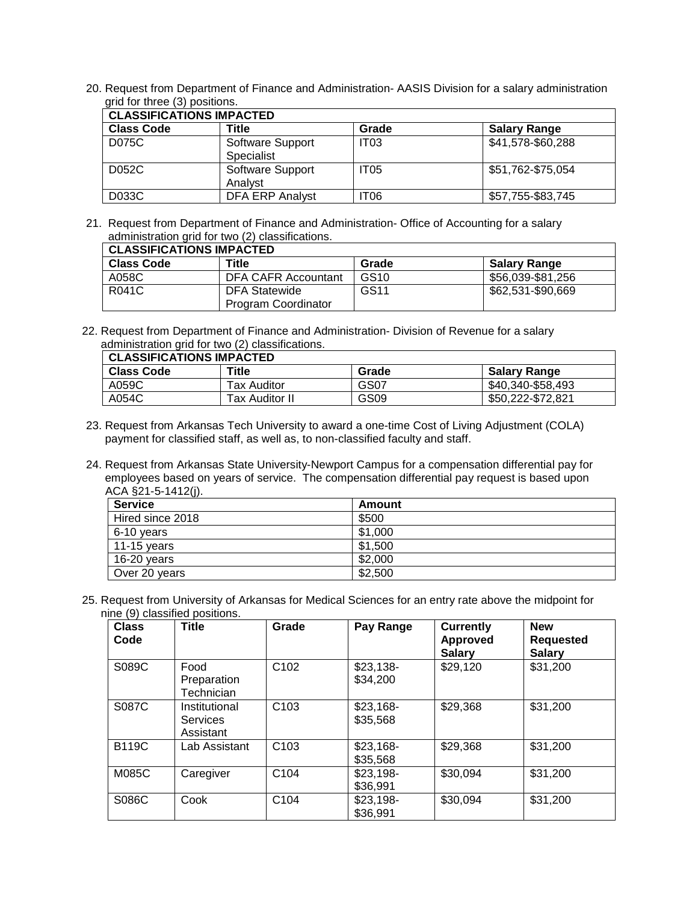20. Request from Department of Finance and Administration- AASIS Division for a salary administration grid for three (3) positions.

| CLASSIFICATIONS IMPACTED | | | |
|---|---|---|---|
| **Class Code** | **Title** | **Grade** | **Salary Range** |
| D075C | Software Support Specialist | IT03 | $41,578-$60,288 |
| D052C | Software Support Analyst | IT05 | $51,762-$75,054 |
| D033C | DFA ERP Analyst | IT06 | $57,755-$83,745 |

21. Request from Department of Finance and Administration- Office of Accounting for a salary administration grid for two (2) classifications.

| CLASSIFICATIONS IMPACTED | | | |
|---|---|---|---|
| **Class Code** | **Title** | **Grade** | **Salary Range** |
| A058C | DFA CAFR Accountant | GS10 | $56,039-$81,256 |
| R041C | DFA Statewide Program Coordinator | GS11 | $62,531-$90,669 |

22. Request from Department of Finance and Administration- Division of Revenue for a salary administration grid for two (2) classifications.

| CLASSIFICATIONS IMPACTED | | | |
|---|---|---|---|
| **Class Code** | **Title** | **Grade** | **Salary Range** |
| A059C | Tax Auditor | GS07 | $40,340-$58,493 |
| A054C | Tax Auditor II | GS09 | $50,222-$72,821 |

23. Request from Arkansas Tech University to award a one-time Cost of Living Adjustment (COLA) payment for classified staff, as well as, to non-classified faculty and staff.

24. Request from Arkansas State University-Newport Campus for a compensation differential pay for employees based on years of service. The compensation differential pay request is based upon ACA §21-5-1412(j).

| Service | Amount |
|---|---|
| Hired since 2018 | $500 |
| 6-10 years | $1,000 |
| 11-15 years | $1,500 |
| 16-20 years | $2,000 |
| Over 20 years | $2,500 |

25. Request from University of Arkansas for Medical Sciences for an entry rate above the midpoint for nine (9) classified positions.

| Class Code | Title | Grade | Pay Range | Currently Approved Salary | New Requested Salary |
|---|---|---|---|---|---|
| S089C | Food Preparation Technician | C102 | $23,138-$34,200 | $29,120 | $31,200 |
| S087C | Institutional Services Assistant | C103 | $23,168-$35,568 | $29,368 | $31,200 |
| B119C | Lab Assistant | C103 | $23,168-$35,568 | $29,368 | $31,200 |
| M085C | Caregiver | C104 | $23,198-$36,991 | $30,094 | $31,200 |
| S086C | Cook | C104 | $23,198-$36,991 | $30,094 | $31,200 |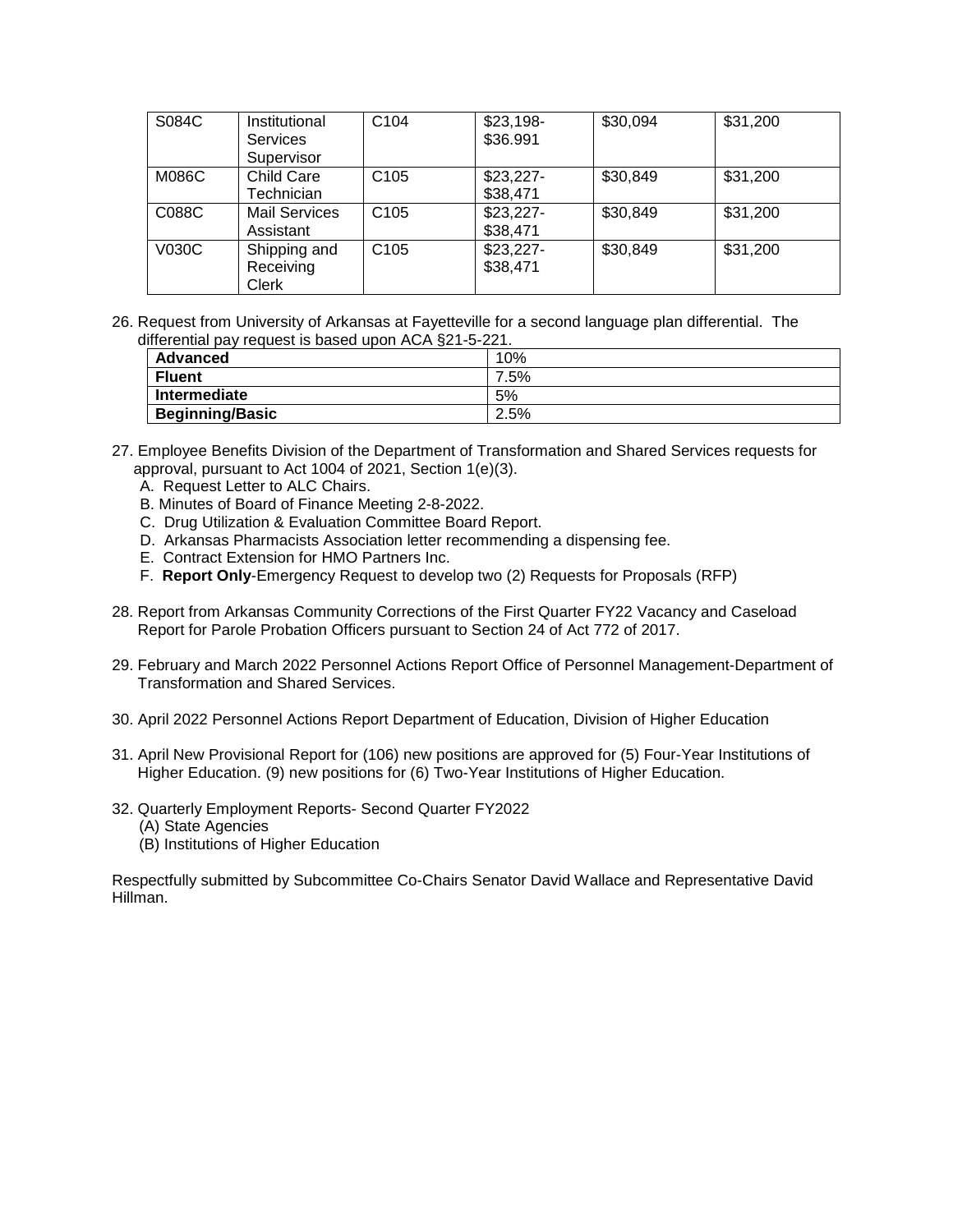| | | | | | |
|---|---|---|---|---|---|
| S084C | Institutional Services Supervisor | C104 | $23,198-$36.991 | $30,094 | $31,200 |
| M086C | Child Care Technician | C105 | $23,227-$38,471 | $30,849 | $31,200 |
| C088C | Mail Services Assistant | C105 | $23,227-$38,471 | $30,849 | $31,200 |
| V030C | Shipping and Receiving Clerk | C105 | $23,227-$38,471 | $30,849 | $31,200 |

26. Request from University of Arkansas at Fayetteville for a second language plan differential. The differential pay request is based upon ACA §21-5-221.

| | |
|---|---|
| **Advanced** | 10% |
| **Fluent** | 7.5% |
| **Intermediate** | 5% |
| **Beginning/Basic** | 2.5% |

27. Employee Benefits Division of the Department of Transformation and Shared Services requests for approval, pursuant to Act 1004 of 2021, Section 1(e)(3).
    A. Request Letter to ALC Chairs.
    B. Minutes of Board of Finance Meeting 2-8-2022.
    C. Drug Utilization & Evaluation Committee Board Report.
    D. Arkansas Pharmacists Association letter recommending a dispensing fee.
    E. Contract Extension for HMO Partners Inc.
    F. **Report Only**-Emergency Request to develop two (2) Requests for Proposals (RFP)

28. Report from Arkansas Community Corrections of the First Quarter FY22 Vacancy and Caseload Report for Parole Probation Officers pursuant to Section 24 of Act 772 of 2017.

29. February and March 2022 Personnel Actions Report Office of Personnel Management-Department of Transformation and Shared Services.

30. April 2022 Personnel Actions Report Department of Education, Division of Higher Education

31. April New Provisional Report for (106) new positions are approved for (5) Four-Year Institutions of Higher Education. (9) new positions for (6) Two-Year Institutions of Higher Education.

32. Quarterly Employment Reports- Second Quarter FY2022
    (A) State Agencies
    (B) Institutions of Higher Education

Respectfully submitted by Subcommittee Co-Chairs Senator David Wallace and Representative David Hillman.